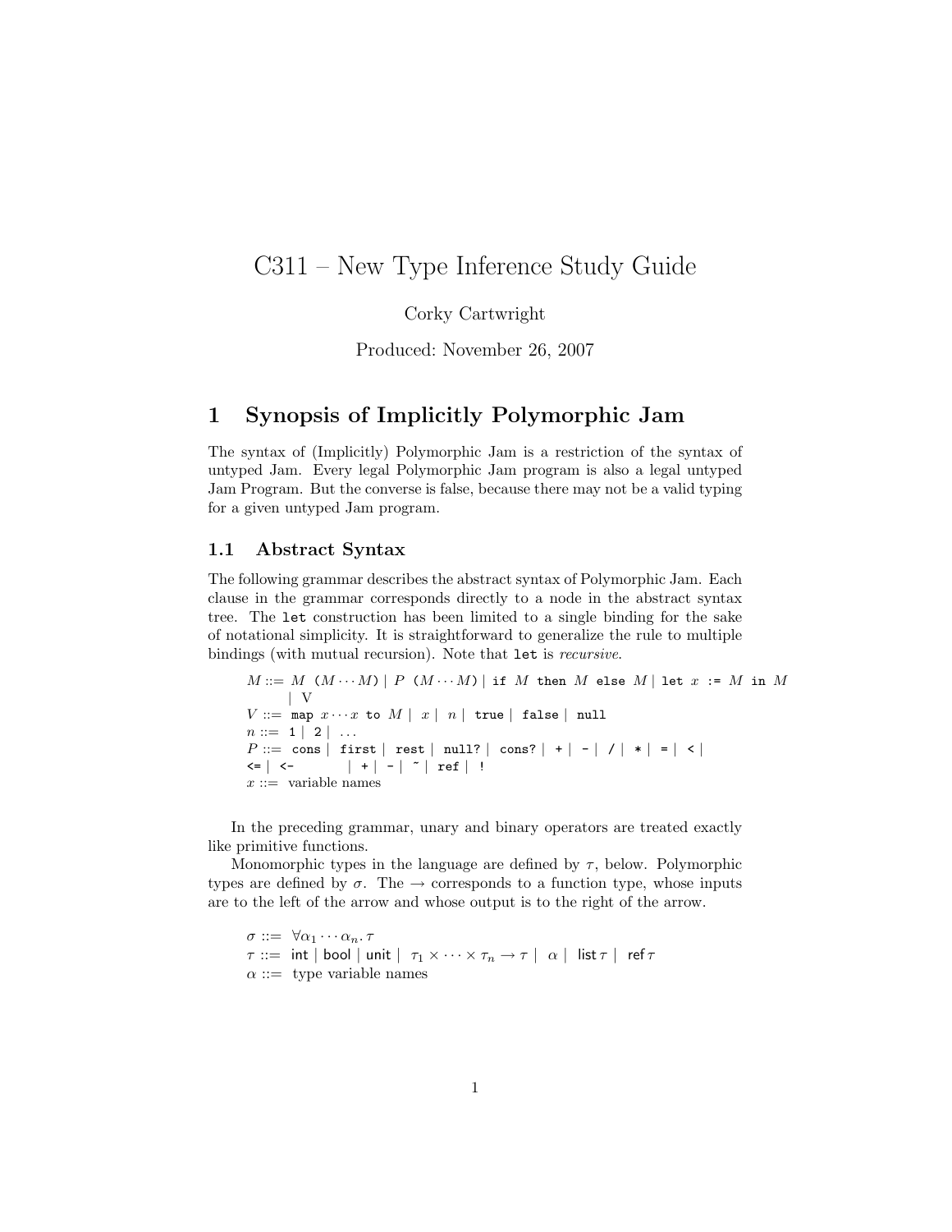# C311 – New Type Inference Study Guide

Corky Cartwright

Produced: November 26, 2007

## 1 Synopsis of Implicitly Polymorphic Jam

The syntax of (Implicitly) Polymorphic Jam is a restriction of the syntax of untyped Jam. Every legal Polymorphic Jam program is also a legal untyped Jam Program. But the converse is false, because there may not be a valid typing for a given untyped Jam program.

### 1.1 Abstract Syntax

The following grammar describes the abstract syntax of Polymorphic Jam. Each clause in the grammar corresponds directly to a node in the abstract syntax tree. The `let` construction has been limited to a single binding for the sake of notational simplicity. It is straightforward to generalize the rule to multiple bindings (with mutual recursion). Note that `let` is *recursive*.

$M$ ::= $M$ `(`$M \cdots M$`)` | $P$ `(`$M \cdots M$`)` | `if` $M$ `then` $M$ `else` $M$ | `let` $x$ `:=` $M$ `in` $M$
  | V
$V$ ::= `map` $x \cdots x$ `to` $M$ | $x$ | $n$ | `true` | `false` | `null`
$n$ ::= `1` | `2` | ...
$P$ ::= `cons` | `first` | `rest` | `null?` | `cons?` | `+` | `-` | `/` | `*` | `=` | `<` |
`<=` | `<-` | `+` | `-` | `~` | `ref` | `!`
$x$ ::= variable names

In the preceding grammar, unary and binary operators are treated exactly like primitive functions.

Monomorphic types in the language are defined by $\tau$, below. Polymorphic types are defined by $\sigma$. The $\rightarrow$ corresponds to a function type, whose inputs are to the left of the arrow and whose output is to the right of the arrow.

$\sigma$ ::= $\forall \alpha_1 \cdots \alpha_n . \tau$
$\tau$ ::= $\mathsf{int}$ | $\mathsf{bool}$ | $\mathsf{unit}$ | $\tau_1 \times \cdots \times \tau_n \rightarrow \tau$ | $\alpha$ | $\mathsf{list}\,\tau$ | $\mathsf{ref}\,\tau$
$\alpha$ ::= type variable names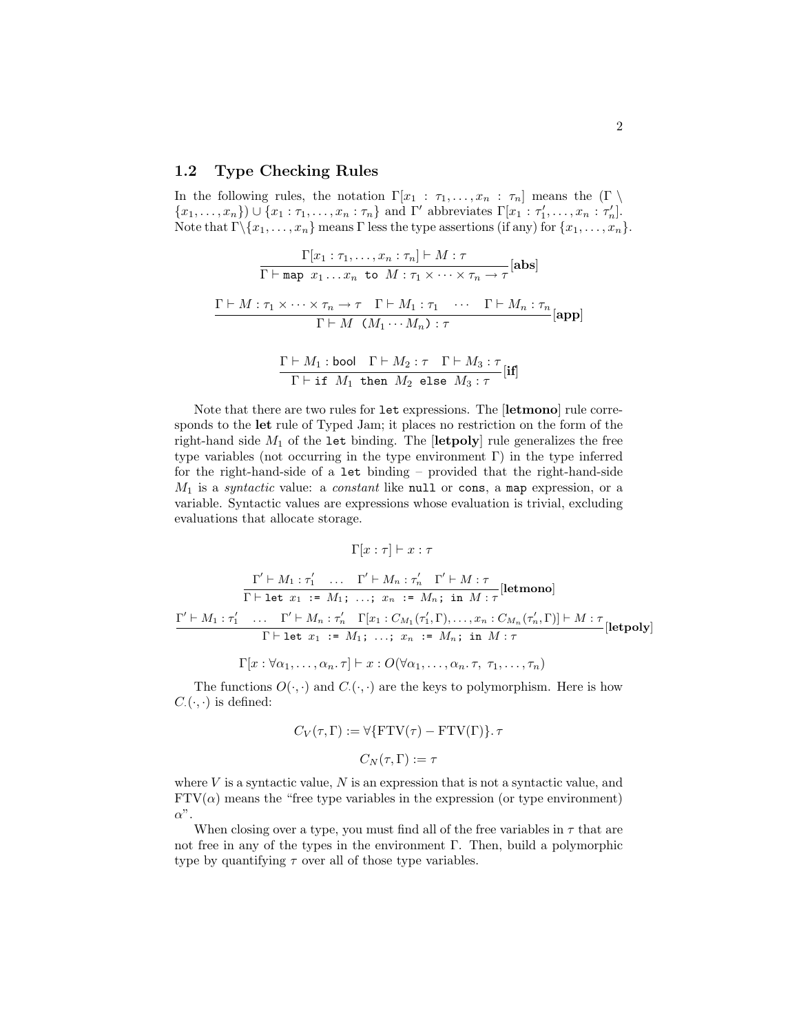### 1.2 Type Checking Rules

In the following rules, the notation $\Gamma[x_1 : \tau_1, \ldots, x_n : \tau_n]$ means the $(\Gamma \setminus \{x_1, \ldots, x_n\}) \cup \{x_1 : \tau_1, \ldots, x_n : \tau_n\}$ and $\Gamma'$ abbreviates $\Gamma[x_1 : \tau'_1, \ldots, x_n : \tau'_n]$. Note that $\Gamma \setminus \{x_1, \ldots, x_n\}$ means $\Gamma$ less the type assertions (if any) for $\{x_1, \ldots, x_n\}$.

$$\frac{\Gamma[x_1 : \tau_1, \ldots, x_n : \tau_n] \vdash M : \tau}{\Gamma \vdash \texttt{map}\ x_1 \ldots x_n\ \texttt{to}\ M : \tau_1 \times \cdots \times \tau_n \to \tau}[\textbf{abs}]$$

$$\frac{\Gamma \vdash M : \tau_1 \times \cdots \times \tau_n \to \tau \quad \Gamma \vdash M_1 : \tau_1 \quad \cdots \quad \Gamma \vdash M_n : \tau_n}{\Gamma \vdash M\ \texttt{(}M_1 \cdots M_n\texttt{)} : \tau}[\textbf{app}]$$

$$\frac{\Gamma \vdash M_1 : \mathsf{bool} \quad \Gamma \vdash M_2 : \tau \quad \Gamma \vdash M_3 : \tau}{\Gamma \vdash \texttt{if}\ M_1\ \texttt{then}\ M_2\ \texttt{else}\ M_3 : \tau}[\textbf{if}]$$

Note that there are two rules for `let` expressions. The [**letmono**] rule corresponds to the **let** rule of Typed Jam; it places no restriction on the form of the right-hand side $M_1$ of the `let` binding. The [**letpoly**] rule generalizes the free type variables (not occurring in the type environment $\Gamma$) in the type inferred for the right-hand-side of a `let` binding – provided that the right-hand-side $M_1$ is a *syntactic* value: a *constant* like `null` or `cons`, a `map` expression, or a variable. Syntactic values are expressions whose evaluation is trivial, excluding evaluations that allocate storage.

$$\Gamma[x : \tau] \vdash x : \tau$$

$$\frac{\Gamma' \vdash M_1 : \tau'_1 \quad \ldots \quad \Gamma' \vdash M_n : \tau'_n \quad \Gamma' \vdash M : \tau}{\Gamma \vdash \texttt{let}\ x_1\ \texttt{:=}\ M_1\texttt{;}\ \ldots\texttt{;}\ x_n\ \texttt{:=}\ M_n\texttt{;}\ \texttt{in}\ M : \tau}[\textbf{letmono}]$$

$$\frac{\Gamma' \vdash M_1 : \tau'_1 \quad \ldots \quad \Gamma' \vdash M_n : \tau'_n \quad \Gamma[x_1 : C_{M_1}(\tau'_1, \Gamma), \ldots, x_n : C_{M_n}(\tau'_n, \Gamma)] \vdash M : \tau}{\Gamma \vdash \texttt{let}\ x_1\ \texttt{:=}\ M_1\texttt{;}\ \ldots\texttt{;}\ x_n\ \texttt{:=}\ M_n\texttt{;}\ \texttt{in}\ M : \tau}[\textbf{letpoly}]$$

$$\Gamma[x : \forall \alpha_1, \ldots, \alpha_n. \tau] \vdash x : O(\forall \alpha_1, \ldots, \alpha_n. \tau,\ \tau_1, \ldots, \tau_n)$$

The functions $O(\cdot, \cdot)$ and $C_{\cdot}(\cdot, \cdot)$ are the keys to polymorphism. Here is how $C_{\cdot}(\cdot, \cdot)$ is defined:

$$C_V(\tau, \Gamma) := \forall \{\mathrm{FTV}(\tau) - \mathrm{FTV}(\Gamma)\}. \tau$$

$$C_N(\tau, \Gamma) := \tau$$

where $V$ is a syntactic value, $N$ is an expression that is not a syntactic value, and $\mathrm{FTV}(\alpha)$ means the "free type variables in the expression (or type environment) $\alpha$".

When closing over a type, you must find all of the free variables in $\tau$ that are not free in any of the types in the environment $\Gamma$. Then, build a polymorphic type by quantifying $\tau$ over all of those type variables.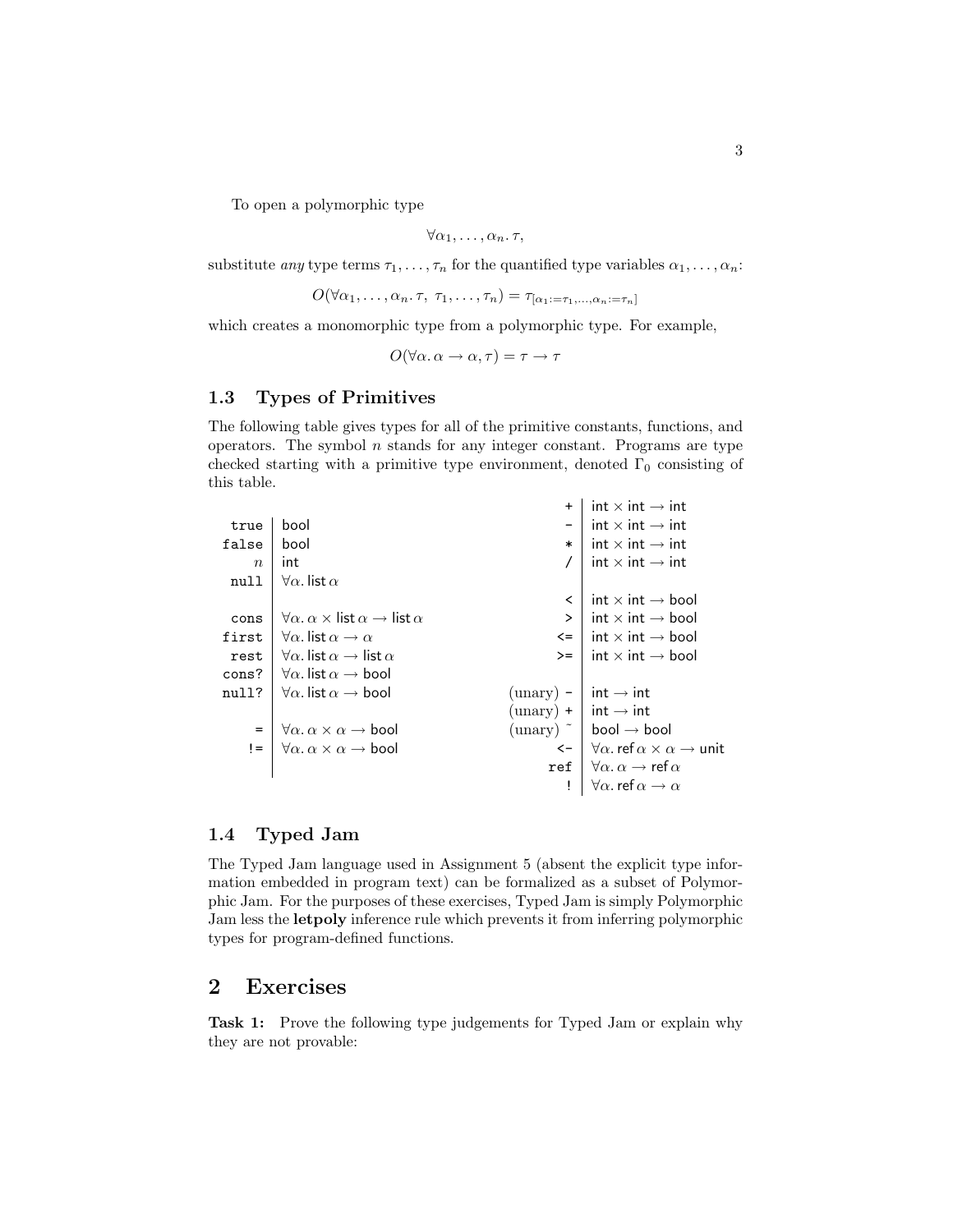To open a polymorphic type

$$\forall \alpha_1, \ldots, \alpha_n.\, \tau,$$

substitute *any* type terms $\tau_1, \ldots, \tau_n$ for the quantified type variables $\alpha_1, \ldots, \alpha_n$:

$$O(\forall \alpha_1, \ldots, \alpha_n.\, \tau,\ \tau_1, \ldots, \tau_n) = \tau_{[\alpha_1 := \tau_1, \ldots, \alpha_n := \tau_n]}$$

which creates a monomorphic type from a polymorphic type. For example,

$$O(\forall \alpha.\, \alpha \to \alpha, \tau) = \tau \to \tau$$

### 1.3 Types of Primitives

The following table gives types for all of the primitive constants, functions, and operators. The symbol $n$ stands for any integer constant. Programs are type checked starting with a primitive type environment, denoted $\Gamma_0$ consisting of this table.

| Primitive | Type | Primitive | Type |
|---|---|---|---|
| | | `+` | $\mathsf{int} \times \mathsf{int} \to \mathsf{int}$ |
| `true` | $\mathsf{bool}$ | `-` | $\mathsf{int} \times \mathsf{int} \to \mathsf{int}$ |
| `false` | $\mathsf{bool}$ | `*` | $\mathsf{int} \times \mathsf{int} \to \mathsf{int}$ |
| $n$ | $\mathsf{int}$ | `/` | $\mathsf{int} \times \mathsf{int} \to \mathsf{int}$ |
| `null` | $\forall \alpha.\, \mathsf{list}\, \alpha$ | | |
| | | `<` | $\mathsf{int} \times \mathsf{int} \to \mathsf{bool}$ |
| `cons` | $\forall \alpha.\, \alpha \times \mathsf{list}\, \alpha \to \mathsf{list}\, \alpha$ | `>` | $\mathsf{int} \times \mathsf{int} \to \mathsf{bool}$ |
| `first` | $\forall \alpha.\, \mathsf{list}\, \alpha \to \alpha$ | `<=` | $\mathsf{int} \times \mathsf{int} \to \mathsf{bool}$ |
| `rest` | $\forall \alpha.\, \mathsf{list}\, \alpha \to \mathsf{list}\, \alpha$ | `>=` | $\mathsf{int} \times \mathsf{int} \to \mathsf{bool}$ |
| `cons?` | $\forall \alpha.\, \mathsf{list}\, \alpha \to \mathsf{bool}$ | | |
| `null?` | $\forall \alpha.\, \mathsf{list}\, \alpha \to \mathsf{bool}$ | (unary) `-` | $\mathsf{int} \to \mathsf{int}$ |
| | | (unary) `+` | $\mathsf{int} \to \mathsf{int}$ |
| `=` | $\forall \alpha.\, \alpha \times \alpha \to \mathsf{bool}$ | (unary) `~` | $\mathsf{bool} \to \mathsf{bool}$ |
| `!=` | $\forall \alpha.\, \alpha \times \alpha \to \mathsf{bool}$ | `<-` | $\forall \alpha.\, \mathsf{ref}\, \alpha \times \alpha \to \mathsf{unit}$ |
| | | `ref` | $\forall \alpha.\, \alpha \to \mathsf{ref}\, \alpha$ |
| | | `!` | $\forall \alpha.\, \mathsf{ref}\, \alpha \to \alpha$ |

### 1.4 Typed Jam

The Typed Jam language used in Assignment 5 (absent the explicit type information embedded in program text) can be formalized as a subset of Polymorphic Jam. For the purposes of these exercises, Typed Jam is simply Polymorphic Jam less the **letpoly** inference rule which prevents it from inferring polymorphic types for program-defined functions.

## 2 Exercises

**Task 1:** Prove the following type judgements for Typed Jam or explain why they are not provable: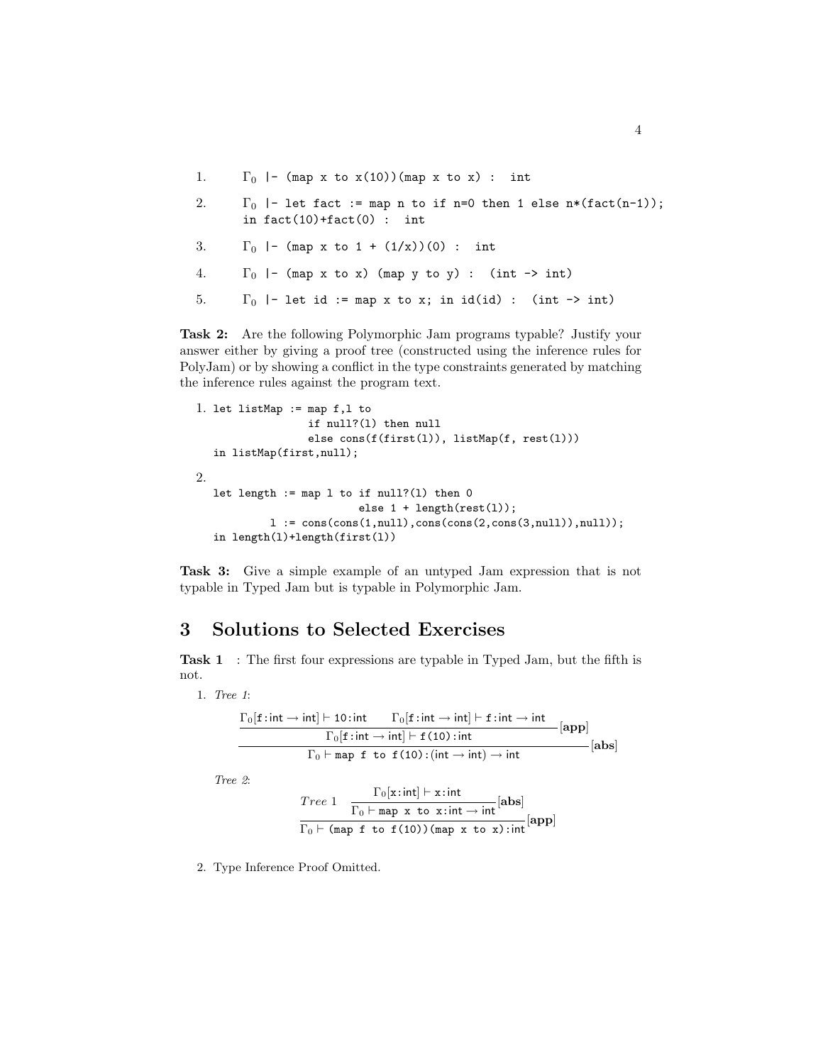1. $\Gamma_0$ `|- (map x to x(10))(map x to x) :  int`

2. $\Gamma_0$ `|- let fact := map n to if n=0 then 1 else n*(fact(n-1));`
   `in fact(10)+fact(0) :  int`

3. $\Gamma_0$ `|- (map x to 1 + (1/x))(0) :  int`

4. $\Gamma_0$ `|- (map x to x) (map y to y) :  (int -> int)`

5. $\Gamma_0$ `|- let id := map x to x; in id(id) :  (int -> int)`

**Task 2:** Are the following Polymorphic Jam programs typable? Justify your answer either by giving a proof tree (constructed using the inference rules for PolyJam) or by showing a conflict in the type constraints generated by matching the inference rules against the program text.

1.
```
let listMap := map f,l to
                 if null?(l) then null
                 else cons(f(first(l)), listMap(f, rest(l)))
in listMap(first,null);
```

2.
```
let length := map l to if null?(l) then 0
                        else 1 + length(rest(l));
         l := cons(cons(1,null),cons(cons(2,cons(3,null)),null));
in length(l)+length(first(l))
```

**Task 3:** Give a simple example of an untyped Jam expression that is not typable in Typed Jam but is typable in Polymorphic Jam.

## 3 Solutions to Selected Exercises

**Task 1** : The first four expressions are typable in Typed Jam, but the fifth is not.

1. *Tree 1*:

$$\dfrac{\dfrac{\Gamma_0[\mathtt{f}:\mathsf{int}\to\mathsf{int}]\vdash \mathtt{10}:\mathsf{int} \qquad \Gamma_0[\mathtt{f}:\mathsf{int}\to\mathsf{int}]\vdash \mathtt{f}:\mathsf{int}\to\mathsf{int}}{\Gamma_0[\mathtt{f}:\mathsf{int}\to\mathsf{int}]\vdash \mathtt{f(10)}:\mathsf{int}}[\mathbf{app}]}{\Gamma_0\vdash \mathtt{map\ f\ to\ f(10)}:(\mathsf{int}\to\mathsf{int})\to\mathsf{int}}[\mathbf{abs}]$$

*Tree 2*:

$$\dfrac{\mathit{Tree\ 1} \qquad \dfrac{\Gamma_0[\mathtt{x}:\mathsf{int}]\vdash \mathtt{x}:\mathsf{int}}{\Gamma_0\vdash \mathtt{map\ x\ to\ x}:\mathsf{int}\to\mathsf{int}}[\mathbf{abs}]}{\Gamma_0\vdash \mathtt{(map\ f\ to\ f(10))(map\ x\ to\ x)}:\mathsf{int}}[\mathbf{app}]$$

2. Type Inference Proof Omitted.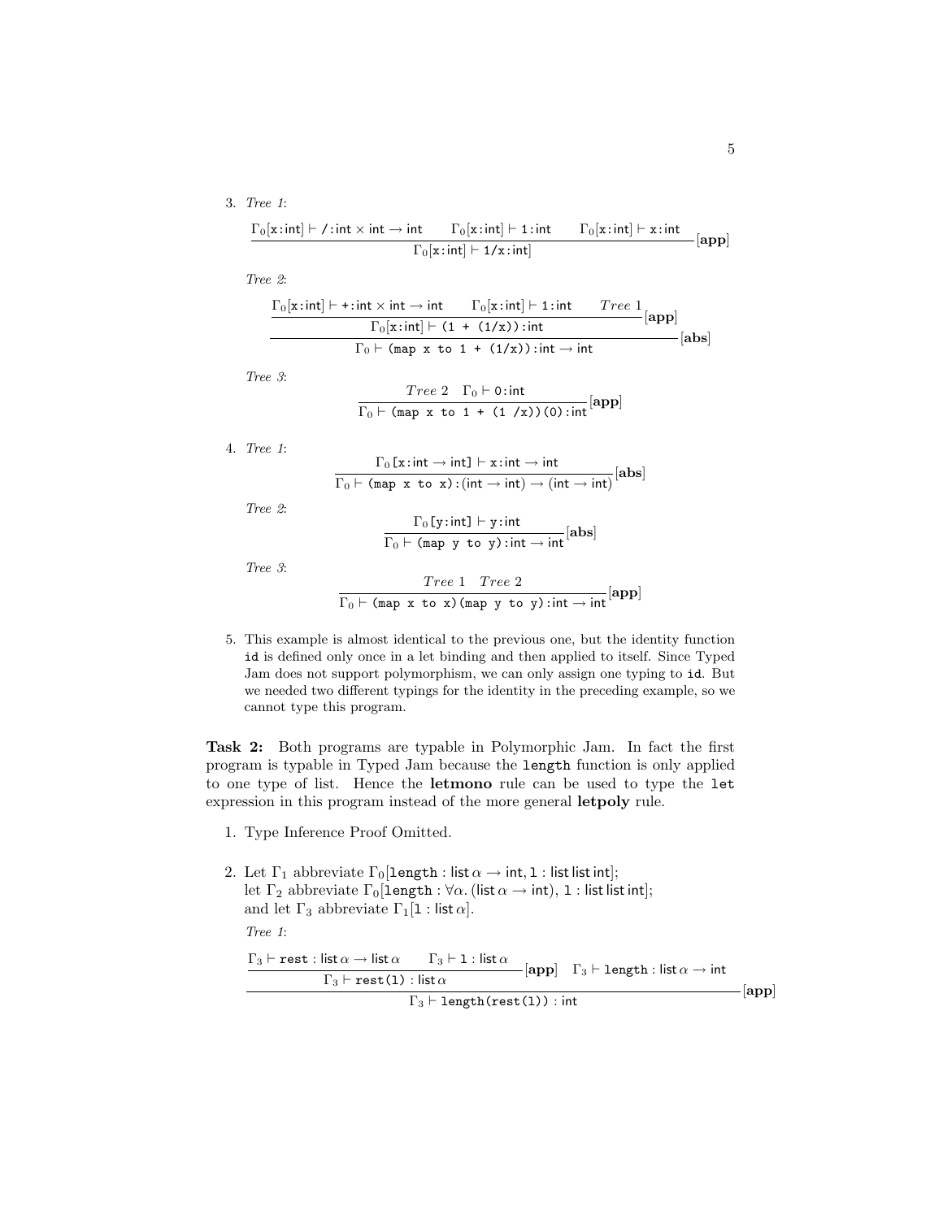3. *Tree 1*:

$$\frac{\Gamma_0[\texttt{x}:\mathsf{int}] \vdash \texttt{/}:\mathsf{int}\times\mathsf{int}\rightarrow\mathsf{int} \qquad \Gamma_0[\texttt{x}:\mathsf{int}] \vdash \texttt{1}:\mathsf{int} \qquad \Gamma_0[\texttt{x}:\mathsf{int}] \vdash \texttt{x}:\mathsf{int}}{\Gamma_0[\texttt{x}:\mathsf{int}] \vdash \texttt{1/x}:\mathsf{int}}[\mathbf{app}]$$

*Tree 2*:

$$\frac{\dfrac{\Gamma_0[\texttt{x}:\mathsf{int}] \vdash \texttt{+}:\mathsf{int}\times\mathsf{int}\rightarrow\mathsf{int} \qquad \Gamma_0[\texttt{x}:\mathsf{int}] \vdash \texttt{1}:\mathsf{int} \qquad Tree\ 1}{\Gamma_0[\texttt{x}:\mathsf{int}] \vdash \texttt{(1 + (1/x))}:\mathsf{int}}[\mathbf{app}]}{\Gamma_0 \vdash \texttt{(map x to 1 + (1/x))}:\mathsf{int}\rightarrow\mathsf{int}}[\mathbf{abs}]$$

*Tree 3*:

$$\frac{Tree\ 2 \quad \Gamma_0 \vdash \texttt{0}:\mathsf{int}}{\Gamma_0 \vdash \texttt{(map x to 1 + (1 /x))(0)}:\mathsf{int}}[\mathbf{app}]$$

4. *Tree 1*:

$$\frac{\Gamma_0[\texttt{x}:\mathsf{int}\rightarrow\mathsf{int}] \vdash \texttt{x}:\mathsf{int}\rightarrow\mathsf{int}}{\Gamma_0 \vdash \texttt{(map x to x)}:(\mathsf{int}\rightarrow\mathsf{int})\rightarrow(\mathsf{int}\rightarrow\mathsf{int})}[\mathbf{abs}]$$

*Tree 2*:

$$\frac{\Gamma_0[\texttt{y}:\mathsf{int}] \vdash \texttt{y}:\mathsf{int}}{\Gamma_0 \vdash \texttt{(map y to y)}:\mathsf{int}\rightarrow\mathsf{int}}[\mathbf{abs}]$$

*Tree 3*:

$$\frac{Tree\ 1 \quad Tree\ 2}{\Gamma_0 \vdash \texttt{(map x to x)(map y to y)}:\mathsf{int}\rightarrow\mathsf{int}}[\mathbf{app}]$$

5. This example is almost identical to the previous one, but the identity function `id` is defined only once in a let binding and then applied to itself. Since Typed Jam does not support polymorphism, we can only assign one typing to `id`. But we needed two different typings for the identity in the preceding example, so we cannot type this program.

**Task 2:** Both programs are typable in Polymorphic Jam. In fact the first program is typable in Typed Jam because the `length` function is only applied to one type of list. Hence the **letmono** rule can be used to type the `let` expression in this program instead of the more general **letpoly** rule.

1. Type Inference Proof Omitted.

2. Let $\Gamma_1$ abbreviate $\Gamma_0[\texttt{length} : \mathsf{list}\,\alpha \rightarrow \mathsf{int}, \texttt{l} : \mathsf{list\,list\,int}]$;
   let $\Gamma_2$ abbreviate $\Gamma_0[\texttt{length} : \forall\alpha.\,(\mathsf{list}\,\alpha \rightarrow \mathsf{int}), \texttt{l} : \mathsf{list\,list\,int}]$;
   and let $\Gamma_3$ abbreviate $\Gamma_1[\texttt{l} : \mathsf{list}\,\alpha]$.

   *Tree 1*:

$$\frac{\dfrac{\Gamma_3 \vdash \texttt{rest} : \mathsf{list}\,\alpha \rightarrow \mathsf{list}\,\alpha \qquad \Gamma_3 \vdash \texttt{l} : \mathsf{list}\,\alpha}{\Gamma_3 \vdash \texttt{rest(l)} : \mathsf{list}\,\alpha}[\mathbf{app}] \quad \Gamma_3 \vdash \texttt{length} : \mathsf{list}\,\alpha \rightarrow \mathsf{int}}{\Gamma_3 \vdash \texttt{length(rest(l))} : \mathsf{int}}[\mathbf{app}]$$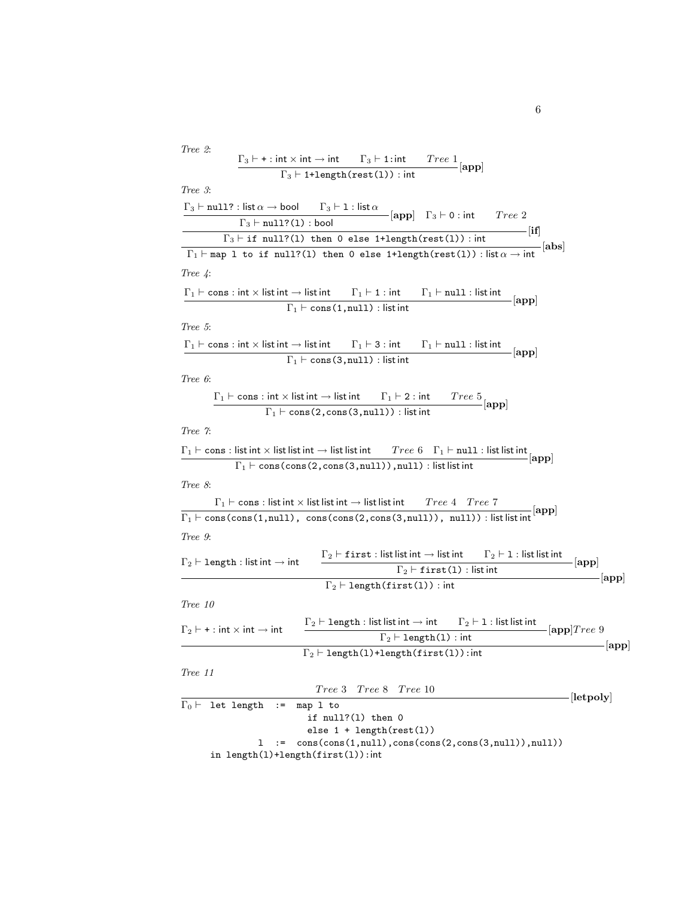*Tree 2*:

$$\frac{\Gamma_3 \vdash \texttt{+} : \mathsf{int} \times \mathsf{int} \to \mathsf{int} \qquad \Gamma_3 \vdash \texttt{1} : \mathsf{int} \qquad \mathit{Tree\ 1}}{\Gamma_3 \vdash \texttt{1+length(rest(l))} : \mathsf{int}}[\mathbf{app}]$$

*Tree 3*:

$$\frac{\dfrac{\Gamma_3 \vdash \texttt{null?} : \mathsf{list}\,\alpha \to \mathsf{bool} \qquad \Gamma_3 \vdash \texttt{l} : \mathsf{list}\,\alpha}{\Gamma_3 \vdash \texttt{null?(l)} : \mathsf{bool}}[\mathbf{app}] \quad \Gamma_3 \vdash \texttt{0} : \mathsf{int} \qquad \mathit{Tree\ 2}}{\dfrac{\Gamma_3 \vdash \texttt{if null?(l) then 0 else 1+length(rest(l))} : \mathsf{int}}{\Gamma_1 \vdash \texttt{map l to if null?(l) then 0 else 1+length(rest(l))} : \mathsf{list}\,\alpha \to \mathsf{int}}[\mathbf{abs}]}[\mathbf{if}]$$

*Tree 4*:

$$\frac{\Gamma_1 \vdash \texttt{cons} : \mathsf{int} \times \mathsf{list\,int} \to \mathsf{list\,int} \qquad \Gamma_1 \vdash \texttt{1} : \mathsf{int} \qquad \Gamma_1 \vdash \texttt{null} : \mathsf{list\,int}}{\Gamma_1 \vdash \texttt{cons(1,null)} : \mathsf{list\,int}}[\mathbf{app}]$$

*Tree 5*:

$$\frac{\Gamma_1 \vdash \texttt{cons} : \mathsf{int} \times \mathsf{list\,int} \to \mathsf{list\,int} \qquad \Gamma_1 \vdash \texttt{3} : \mathsf{int} \qquad \Gamma_1 \vdash \texttt{null} : \mathsf{list\,int}}{\Gamma_1 \vdash \texttt{cons(3,null)} : \mathsf{list\,int}}[\mathbf{app}]$$

*Tree 6*:

$$\frac{\Gamma_1 \vdash \texttt{cons} : \mathsf{int} \times \mathsf{list\,int} \to \mathsf{list\,int} \qquad \Gamma_1 \vdash \texttt{2} : \mathsf{int} \qquad \mathit{Tree\ 5}}{\Gamma_1 \vdash \texttt{cons(2,cons(3,null))} : \mathsf{list\,int}}[\mathbf{app}]$$

*Tree 7*:

$$\frac{\Gamma_1 \vdash \texttt{cons} : \mathsf{list\,int} \times \mathsf{list\,list\,int} \to \mathsf{list\,list\,int} \qquad \mathit{Tree\ 6} \quad \Gamma_1 \vdash \texttt{null} : \mathsf{list\,list\,int}}{\Gamma_1 \vdash \texttt{cons(cons(2,cons(3,null)),null)} : \mathsf{list\,list\,int}}[\mathbf{app}]$$

*Tree 8*:

$$\frac{\Gamma_1 \vdash \texttt{cons} : \mathsf{list\,int} \times \mathsf{list\,list\,int} \to \mathsf{list\,list\,int} \qquad \mathit{Tree\ 4} \quad \mathit{Tree\ 7}}{\Gamma_1 \vdash \texttt{cons(cons(1,null), cons(cons(2,cons(3,null)), null))} : \mathsf{list\,list\,int}}[\mathbf{app}]$$

*Tree 9*:

$$\frac{\Gamma_2 \vdash \texttt{length} : \mathsf{list\,int} \to \mathsf{int} \qquad \dfrac{\Gamma_2 \vdash \texttt{first} : \mathsf{list\,list\,int} \to \mathsf{list\,int} \qquad \Gamma_2 \vdash \texttt{l} : \mathsf{list\,list\,int}}{\Gamma_2 \vdash \texttt{first(l)} : \mathsf{list\,int}}[\mathbf{app}]}{\Gamma_2 \vdash \texttt{length(first(l))} : \mathsf{int}}[\mathbf{app}]$$

*Tree 10*

$$\frac{\Gamma_2 \vdash \texttt{+} : \mathsf{int} \times \mathsf{int} \to \mathsf{int} \qquad \dfrac{\Gamma_2 \vdash \texttt{length} : \mathsf{list\,list\,int} \to \mathsf{int} \qquad \Gamma_2 \vdash \texttt{l} : \mathsf{list\,list\,int}}{\Gamma_2 \vdash \texttt{length(l)} : \mathsf{int}}[\mathbf{app}]\,\mathit{Tree\ 9}}{\Gamma_2 \vdash \texttt{length(l)+length(first(l))} : \mathsf{int}}[\mathbf{app}]$$

*Tree 11*

$$\frac{\mathit{Tree\ 3} \quad \mathit{Tree\ 8} \quad \mathit{Tree\ 10}}{\Gamma_0 \vdash \ \ldots}[\mathbf{letpoly}]$$

```
Γ0 ⊢  let length  :=  map l to
                        if null?(l) then 0
                        else 1 + length(rest(l))
             l    :=  cons(cons(1,null),cons(cons(2,cons(3,null)),null))
      in length(l)+length(first(l)):int
```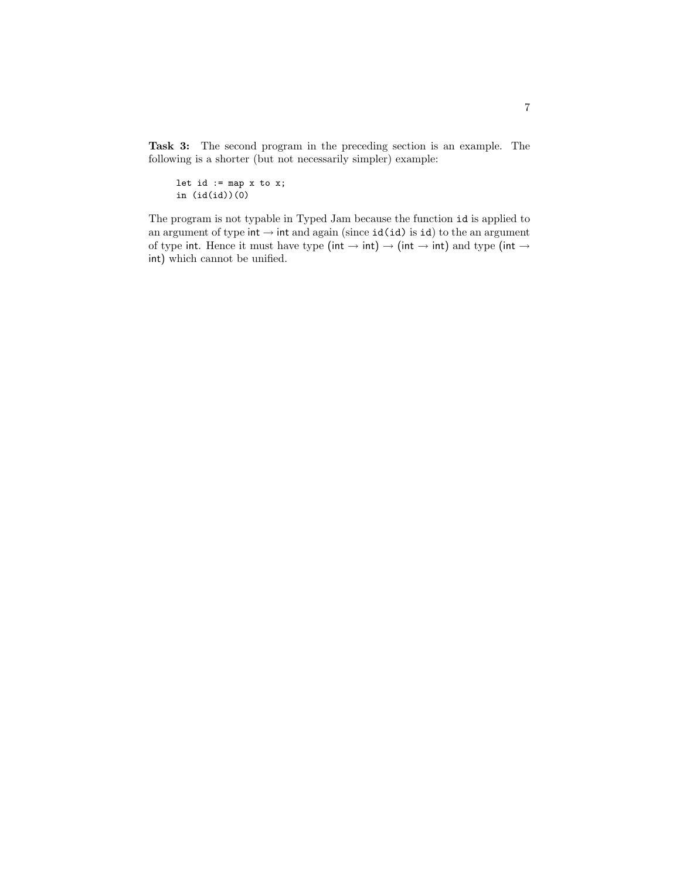**Task 3:** The second program in the preceding section is an example. The following is a shorter (but not necessarily simpler) example:

```
let id := map x to x;
in (id(id))(0)
```

The program is not typable in Typed Jam because the function `id` is applied to an argument of type $\mathsf{int} \to \mathsf{int}$ and again (since `id(id)` is `id`) to the an argument of type $\mathsf{int}$. Hence it must have type $(\mathsf{int} \to \mathsf{int}) \to (\mathsf{int} \to \mathsf{int})$ and type $(\mathsf{int} \to \mathsf{int})$ which cannot be unified.